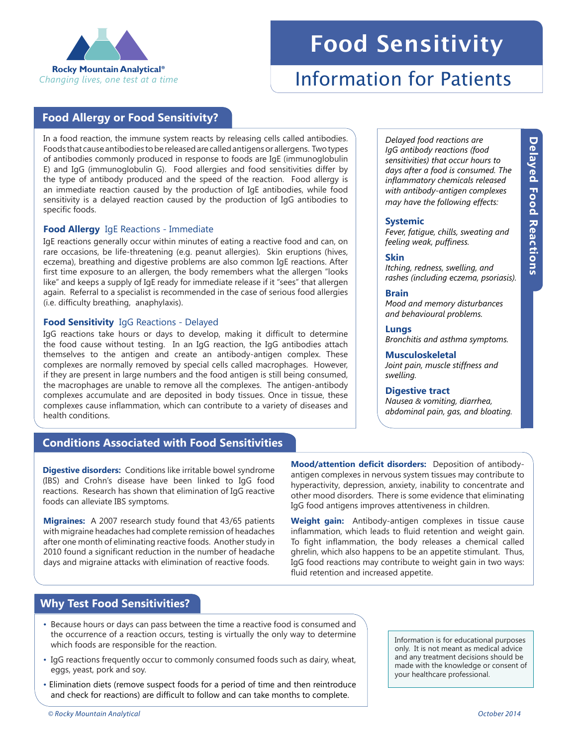Rocky Mountain Analytical®

*Changing lives, one test at a time*

# Food Sensitivity

## Information for Patients

### Food Allergy or Food Sensitivity?

In a food reaction, the immune system reacts by releasing cells called antibodies. Foods that cause antibodies to be released are called antigens or allergens. Two types of antibodies commonly produced in response to foods are IgE (immunoglobulin E) and IgG (immunoglobulin G). Food allergies and food sensitivities differ by the type of antibody produced and the speed of the reaction. Food allergy is an immediate reaction caused by the production of IgE antibodies, while food sensitivity is a delayed reaction caused by the production of IgG antibodies to specific foods.

**Food Allergy** IgE Reactions - Immediate

IgE reactions generally occur within minutes of eating a reactive food and can, on rare occasions, be life-threatening (e.g. peanut allergies). Skin eruptions (hives, eczema), breathing and digestive problems are also common IgE reactions. After first time exposure to an allergen, the body remembers what the allergen "looks like" and keeps a supply of IgE ready for immediate release if it "sees" that allergen again. Referral to a specialist is recommended in the case of serious food allergies (i.e. difficulty breathing, anaphylaxis).

**Food Sensitivity** IgG Reactions - Delayed

IgG reactions take hours or days to develop, making it difficult to determine the food cause without testing. In an IgG reaction, the IgG antibodies attach themselves to the antigen and create an antibody-antigen complex. These complexes are normally removed by special cells called macrophages. However, if they are present in large numbers and the food antigen is still being consumed, the macrophages are unable to remove all the complexes. The antigen-antibody complexes accumulate and are deposited in body tissues. Once in tissue, these complexes cause inflammation, which can contribute to a variety of diseases and health conditions.

### Delayed Food Reactions

*Delayed food reactions are IgG antibody reactions (food sensitivities) that occur hours to days after a food is consumed. The inflammatory chemicals released with antibody-antigen complexes may have the following effects:*

**Systemic**
*Fever, fatigue, chills, sweating and feeling weak, puffiness.*

**Skin**
*Itching, redness, swelling, and rashes (including eczema, psoriasis).*

**Brain**
*Mood and memory disturbances and behavioural problems.*

**Lungs**
*Bronchitis and asthma symptoms.*

**Musculoskeletal**
*Joint pain, muscle stiffness and swelling.*

**Digestive tract**
*Nausea & vomiting, diarrhea, abdominal pain, gas, and bloating.*

### Conditions Associated with Food Sensitivities

**Digestive disorders:** Conditions like irritable bowel syndrome (IBS) and Crohn's disease have been linked to IgG food reactions. Research has shown that elimination of IgG reactive foods can alleviate IBS symptoms.

**Migraines:** A 2007 research study found that 43/65 patients with migraine headaches had complete remission of headaches after one month of eliminating reactive foods. Another study in 2010 found a significant reduction in the number of headache days and migraine attacks with elimination of reactive foods.

**Mood/attention deficit disorders:** Deposition of antibody-antigen complexes in nervous system tissues may contribute to hyperactivity, depression, anxiety, inability to concentrate and other mood disorders. There is some evidence that eliminating IgG food antigens improves attentiveness in children.

**Weight gain:** Antibody-antigen complexes in tissue cause inflammation, which leads to fluid retention and weight gain. To fight inflammation, the body releases a chemical called ghrelin, which also happens to be an appetite stimulant. Thus, IgG food reactions may contribute to weight gain in two ways: fluid retention and increased appetite.

### Why Test Food Sensitivities?

- Because hours or days can pass between the time a reactive food is consumed and the occurrence of a reaction occurs, testing is virtually the only way to determine which foods are responsible for the reaction.
- IgG reactions frequently occur to commonly consumed foods such as dairy, wheat, eggs, yeast, pork and soy.
- Elimination diets (remove suspect foods for a period of time and then reintroduce and check for reactions) are difficult to follow and can take months to complete.

Information is for educational purposes only. It is not meant as medical advice and any treatment decisions should be made with the knowledge or consent of your healthcare professional.

*© Rocky Mountain Analytical*

*October 2014*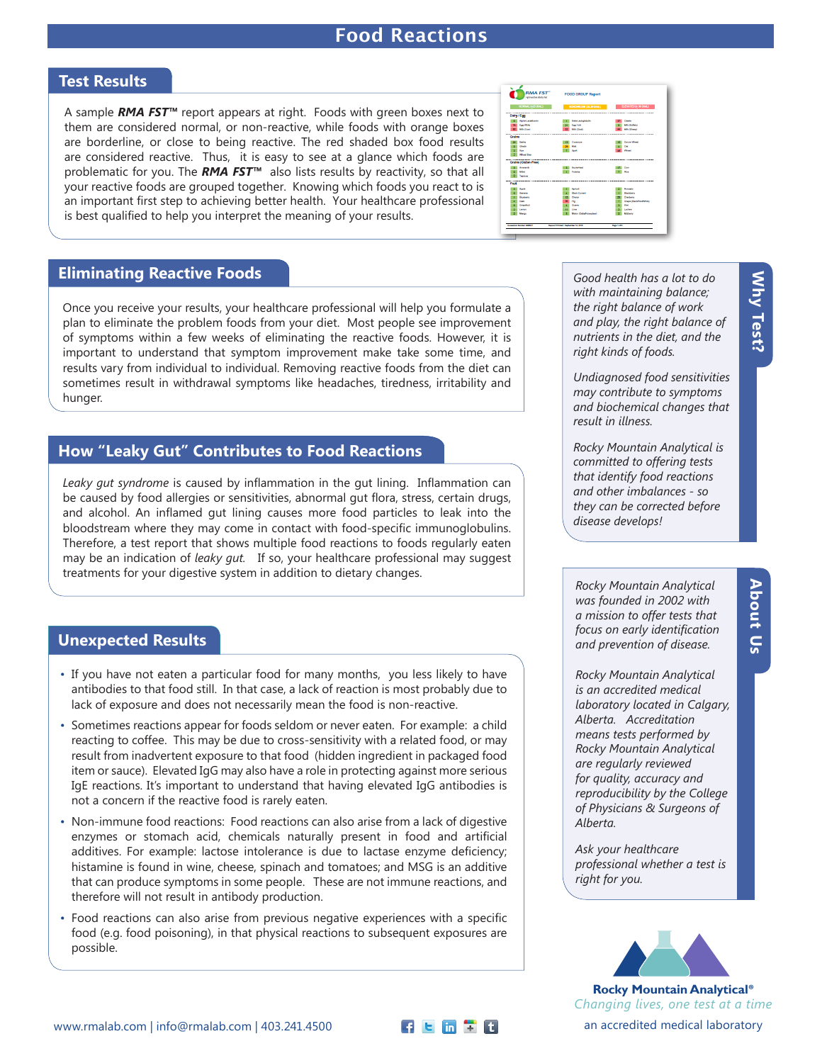# Food Reactions

## Test Results

A sample ***RMA FST™*** report appears at right. Foods with green boxes next to them are considered normal, or non-reactive, while foods with orange boxes are borderline, or close to being reactive. The red shaded box food results are considered reactive. Thus, it is easy to see at a glance which foods are problematic for you. The ***RMA FST™*** also lists results by reactivity, so that all your reactive foods are grouped together. Knowing which foods you react to is an important first step to achieving better health. Your healthcare professional is best qualified to help you interpret the meaning of your results.

## Eliminating Reactive Foods

Once you receive your results, your healthcare professional will help you formulate a plan to eliminate the problem foods from your diet. Most people see improvement of symptoms within a few weeks of eliminating the reactive foods. However, it is important to understand that symptom improvement make take some time, and results vary from individual to individual. Removing reactive foods from the diet can sometimes result in withdrawal symptoms like headaches, tiredness, irritability and hunger.

## How "Leaky Gut" Contributes to Food Reactions

*Leaky gut syndrome* is caused by inflammation in the gut lining. Inflammation can be caused by food allergies or sensitivities, abnormal gut flora, stress, certain drugs, and alcohol. An inflamed gut lining causes more food particles to leak into the bloodstream where they may come in contact with food-specific immunoglobulins. Therefore, a test report that shows multiple food reactions to foods regularly eaten may be an indication of *leaky gut*. If so, your healthcare professional may suggest treatments for your digestive system in addition to dietary changes.

## Unexpected Results

- If you have not eaten a particular food for many months, you less likely to have antibodies to that food still. In that case, a lack of reaction is most probably due to lack of exposure and does not necessarily mean the food is non-reactive.
- Sometimes reactions appear for foods seldom or never eaten. For example: a child reacting to coffee. This may be due to cross-sensitivity with a related food, or may result from inadvertent exposure to that food (hidden ingredient in packaged food item or sauce). Elevated IgG may also have a role in protecting against more serious IgE reactions. It's important to understand that having elevated IgG antibodies is not a concern if the reactive food is rarely eaten.
- Non-immune food reactions: Food reactions can also arise from a lack of digestive enzymes or stomach acid, chemicals naturally present in food and artificial additives. For example: lactose intolerance is due to lactase enzyme deficiency; histamine is found in wine, cheese, spinach and tomatoes; and MSG is an additive that can produce symptoms in some people. These are not immune reactions, and therefore will not result in antibody production.
- Food reactions can also arise from previous negative experiences with a specific food (e.g. food poisoning), in that physical reactions to subsequent exposures are possible.

## Why Test?

*Good health has a lot to do with maintaining balance; the right balance of work and play, the right balance of nutrients in the diet, and the right kinds of foods.*

*Undiagnosed food sensitivities may contribute to symptoms and biochemical changes that result in illness.*

*Rocky Mountain Analytical is committed to offering tests that identify food reactions and other imbalances - so they can be corrected before disease develops!*

## About Us

*Rocky Mountain Analytical was founded in 2002 with a mission to offer tests that focus on early identification and prevention of disease.*

*Rocky Mountain Analytical is an accredited medical laboratory located in Calgary, Alberta. Accreditation means tests performed by Rocky Mountain Analytical are regularly reviewed for quality, accuracy and reproducibility by the College of Physicians & Surgeons of Alberta.*

*Ask your healthcare professional whether a test is right for you.*

**Rocky Mountain Analytical®**
*Changing lives, one test at a time*
an accredited medical laboratory

www.rmalab.com | info@rmalab.com | 403.241.4500